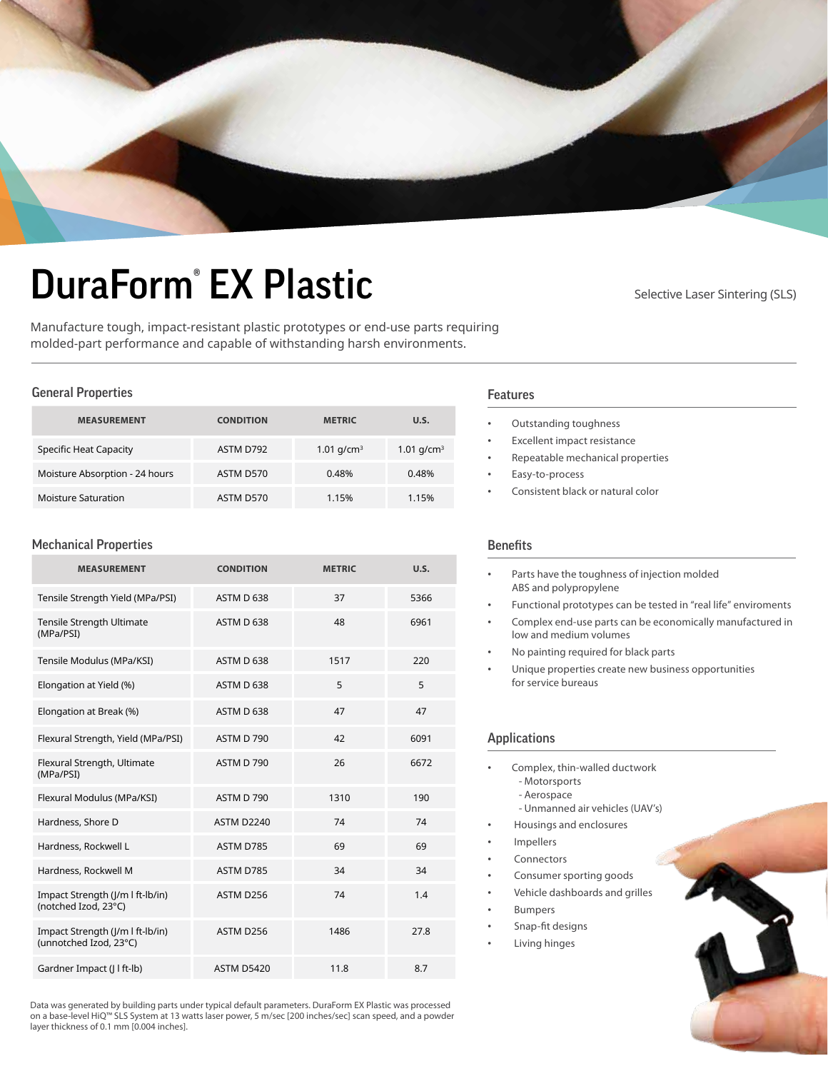# DuraForm® EX Plastic

Selective Laser Sintering (SLS)

Manufacture tough, impact-resistant plastic prototypes or end-use parts requiring molded-part performance and capable of withstanding harsh environments.

## General Properties

| MEASUREMENT | CONDITION | METRIC | U.S. |
|---|---|---|---|
| Specific Heat Capacity | ASTM D792 | 1.01 g/cm³ | 1.01 g/cm³ |
| Moisture Absorption - 24 hours | ASTM D570 | 0.48% | 0.48% |
| Moisture Saturation | ASTM D570 | 1.15% | 1.15% |

## Mechanical Properties

| MEASUREMENT | CONDITION | METRIC | U.S. |
|---|---|---|---|
| Tensile Strength Yield (MPa/PSI) | ASTM D 638 | 37 | 5366 |
| Tensile Strength Ultimate (MPa/PSI) | ASTM D 638 | 48 | 6961 |
| Tensile Modulus (MPa/KSI) | ASTM D 638 | 1517 | 220 |
| Elongation at Yield (%) | ASTM D 638 | 5 | 5 |
| Elongation at Break (%) | ASTM D 638 | 47 | 47 |
| Flexural Strength, Yield (MPa/PSI) | ASTM D 790 | 42 | 6091 |
| Flexural Strength, Ultimate (MPa/PSI) | ASTM D 790 | 26 | 6672 |
| Flexural Modulus (MPa/KSI) | ASTM D 790 | 1310 | 190 |
| Hardness, Shore D | ASTM D2240 | 74 | 74 |
| Hardness, Rockwell L | ASTM D785 | 69 | 69 |
| Hardness, Rockwell M | ASTM D785 | 34 | 34 |
| Impact Strength (J/m I ft-lb/in) (notched Izod, 23°C) | ASTM D256 | 74 | 1.4 |
| Impact Strength (J/m I ft-lb/in) (unnotched Izod, 23°C) | ASTM D256 | 1486 | 27.8 |
| Gardner Impact (J I ft-lb) | ASTM D5420 | 11.8 | 8.7 |

Data was generated by building parts under typical default parameters. DuraForm EX Plastic was processed on a base-level HiQ™ SLS System at 13 watts laser power, 5 m/sec [200 inches/sec] scan speed, and a powder layer thickness of 0.1 mm [0.004 inches].

## Features

- Outstanding toughness
- Excellent impact resistance
- Repeatable mechanical properties
- Easy-to-process
- Consistent black or natural color

## Benefits

- Parts have the toughness of injection molded ABS and polypropylene
- Functional prototypes can be tested in "real life" enviroments
- Complex end-use parts can be economically manufactured in low and medium volumes
- No painting required for black parts
- Unique properties create new business opportunities for service bureaus

## Applications

- Complex, thin-walled ductwork
  - Motorsports
  - Aerospace
  - Unmanned air vehicles (UAV's)
- Housings and enclosures
- Impellers
- Connectors
- Consumer sporting goods
- Vehicle dashboards and grilles
- Bumpers
- Snap-fit designs
- Living hinges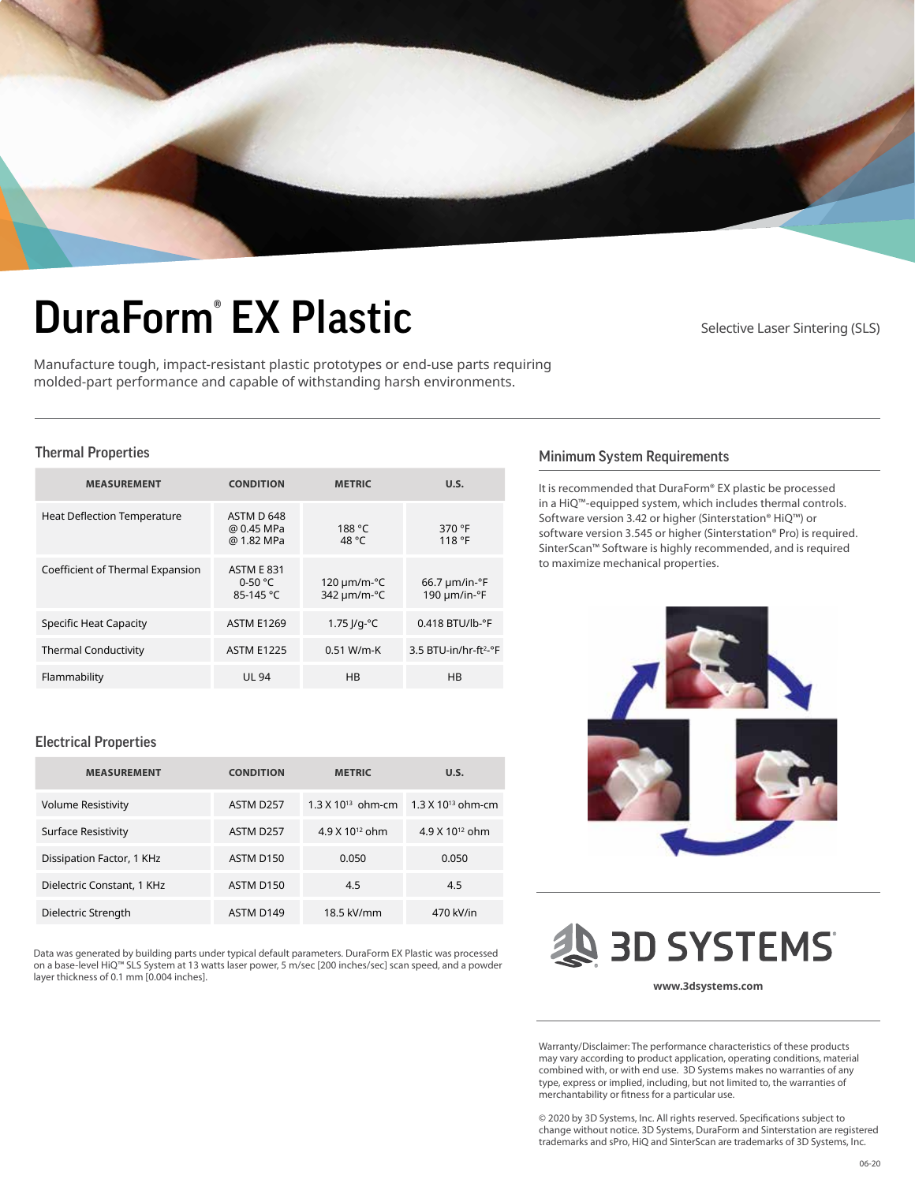# DuraForm® EX Plastic

Selective Laser Sintering (SLS)

Manufacture tough, impact-resistant plastic prototypes or end-use parts requiring molded-part performance and capable of withstanding harsh environments.

## Thermal Properties

| MEASUREMENT | CONDITION | METRIC | U.S. |
|---|---|---|---|
| Heat Deflection Temperature | ASTM D 648<br>@ 0.45 MPa<br>@ 1.82 MPa | 188 °C<br>48 °C | 370 °F<br>118 °F |
| Coefficient of Thermal Expansion | ASTM E 831<br>0-50 °C<br>85-145 °C | 120 μm/m-°C<br>342 μm/m-°C | 66.7 μm/in-°F<br>190 μm/in-°F |
| Specific Heat Capacity | ASTM E1269 | 1.75 J/g-°C | 0.418 BTU/lb-°F |
| Thermal Conductivity | ASTM E1225 | 0.51 W/m-K | 3.5 BTU-in/hr-ft$^2$-°F |
| Flammability | UL 94 | HB | HB |

## Electrical Properties

| MEASUREMENT | CONDITION | METRIC | U.S. |
|---|---|---|---|
| Volume Resistivity | ASTM D257 | 1.3 X $10^{13}$ ohm-cm | 1.3 X $10^{13}$ ohm-cm |
| Surface Resistivity | ASTM D257 | 4.9 X $10^{12}$ ohm | 4.9 X $10^{12}$ ohm |
| Dissipation Factor, 1 KHz | ASTM D150 | 0.050 | 0.050 |
| Dielectric Constant, 1 KHz | ASTM D150 | 4.5 | 4.5 |
| Dielectric Strength | ASTM D149 | 18.5 kV/mm | 470 kV/in |

Data was generated by building parts under typical default parameters. DuraForm EX Plastic was processed on a base-level HiQ™ SLS System at 13 watts laser power, 5 m/sec [200 inches/sec] scan speed, and a powder layer thickness of 0.1 mm [0.004 inches].

## Minimum System Requirements

It is recommended that DuraForm® EX plastic be processed in a HiQ™-equipped system, which includes thermal controls. Software version 3.42 or higher (Sinterstation® HiQ™) or software version 3.545 or higher (Sinterstation® Pro) is required. SinterScan™ Software is highly recommended, and is required to maximize mechanical properties.

3D SYSTEMS

www.3dsystems.com

Warranty/Disclaimer: The performance characteristics of these products may vary according to product application, operating conditions, material combined with, or with end use. 3D Systems makes no warranties of any type, express or implied, including, but not limited to, the warranties of merchantability or fitness for a particular use.

© 2020 by 3D Systems, Inc. All rights reserved. Specifications subject to change without notice. 3D Systems, DuraForm and Sinterstation are registered trademarks and sPro, HiQ and SinterScan are trademarks of 3D Systems, Inc.

06-20